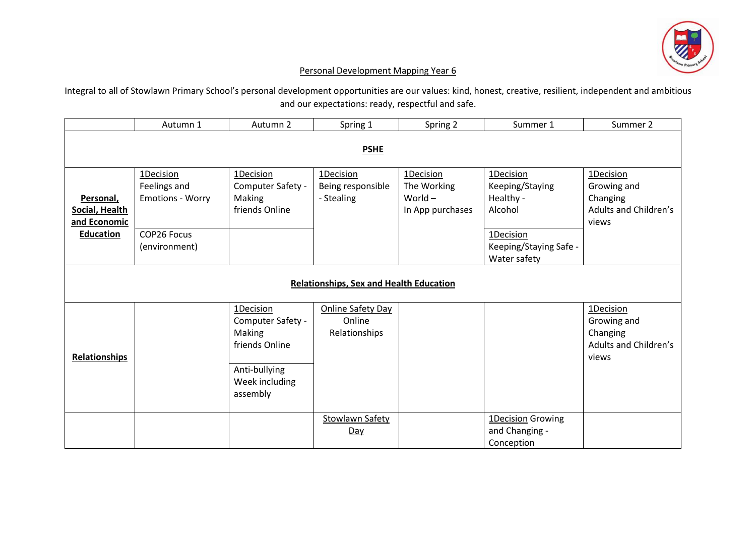## Personal Development Mapping Year 6

Integral to all of Stowlawn Primary School's personal development opportunities are our values: kind, honest, creative, resilient, independent and ambitious and our expectations: ready, respectful and safe.

| | Autumn 1 | Autumn 2 | Spring 1 | Spring 2 | Summer 1 | Summer 2 |
|---|---|---|---|---|---|---|
| **PSHE** | | | | | | |
| **Personal, Social, Health and Economic Education** | 1Decision Feelings and Emotions - Worry | 1Decision Computer Safety - Making friends Online | 1Decision Being responsible - Stealing | 1Decision The Working World – In App purchases | 1Decision Keeping/Staying Healthy - Alcohol | 1Decision Growing and Changing Adults and Children's views |
| | COP26 Focus (environment) | | | | 1Decision Keeping/Staying Safe - Water safety | |
| **Relationships, Sex and Health Education** | | | | | | |
| **Relationships** | | 1Decision Computer Safety - Making friends Online | Online Safety Day Online Relationships | | | 1Decision Growing and Changing Adults and Children's views |
| | | Anti-bullying Week including assembly | | | | |
| | | | Stowlawn Safety Day | | 1Decision Growing and Changing - Conception | |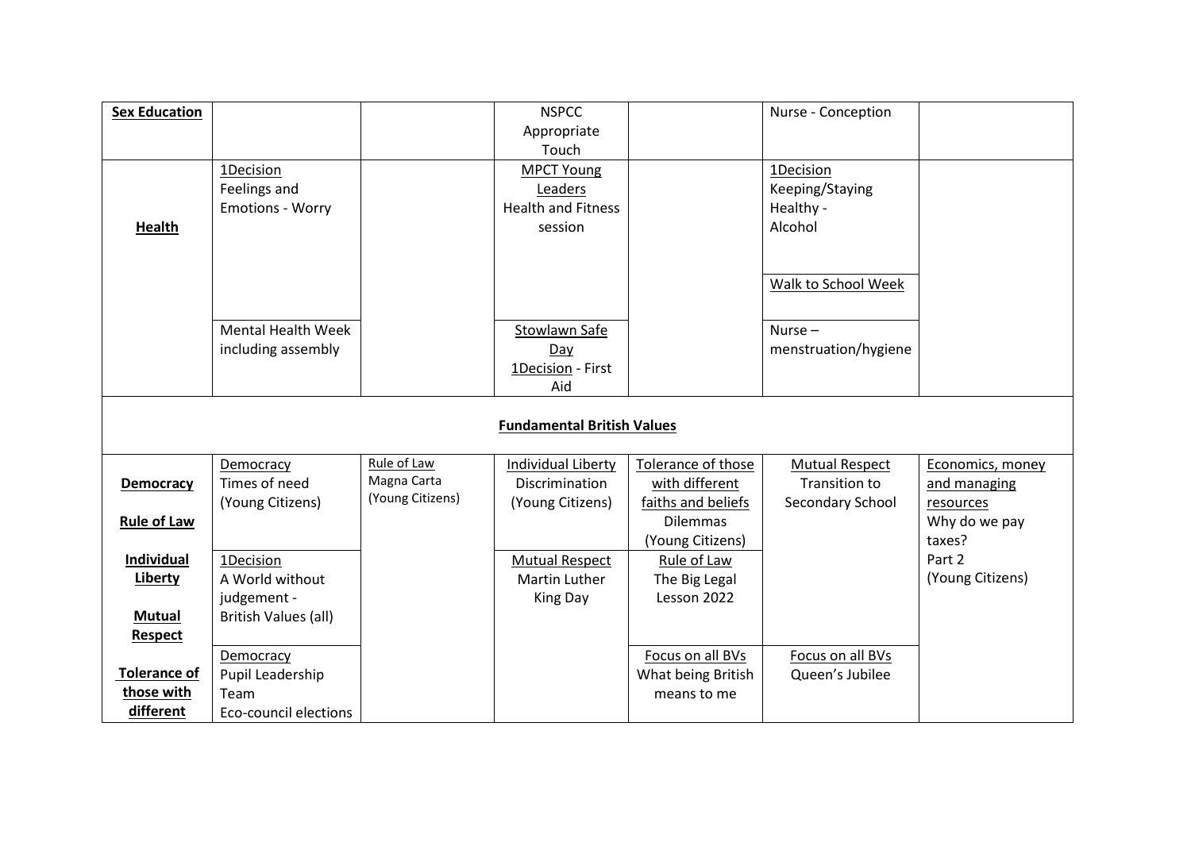| **Sex Education** | | | NSPCC Appropriate Touch | | Nurse - Conception | |
|---|---|---|---|---|---|---|
| **Health** | 1Decision Feelings and Emotions - Worry | | MPCT Young Leaders Health and Fitness session | | 1Decision Keeping/Staying Healthy - Alcohol | |
| | | | | | Walk to School Week | |
| | Mental Health Week including assembly | | Stowlawn Safe Day 1Decision - First Aid | | Nurse – menstruation/hygiene | |
| **Fundamental British Values** | | | | | | |
| **Democracy** **Rule of Law** **Individual Liberty** **Mutual Respect** **Tolerance of those with different** | Democracy Times of need (Young Citizens) | Rule of Law Magna Carta (Young Citizens) | Individual Liberty Discrimination (Young Citizens) | Tolerance of those with different faiths and beliefs Dilemmas (Young Citizens) | Mutual Respect Transition to Secondary School | Economics, money and managing resources Why do we pay taxes? Part 2 (Young Citizens) |
| | 1Decision A World without judgement - British Values (all) | | Mutual Respect Martin Luther King Day | Rule of Law The Big Legal Lesson 2022 | | |
| | Democracy Pupil Leadership Team Eco-council elections | | | Focus on all BVs What being British means to me | Focus on all BVs Queen's Jubilee | |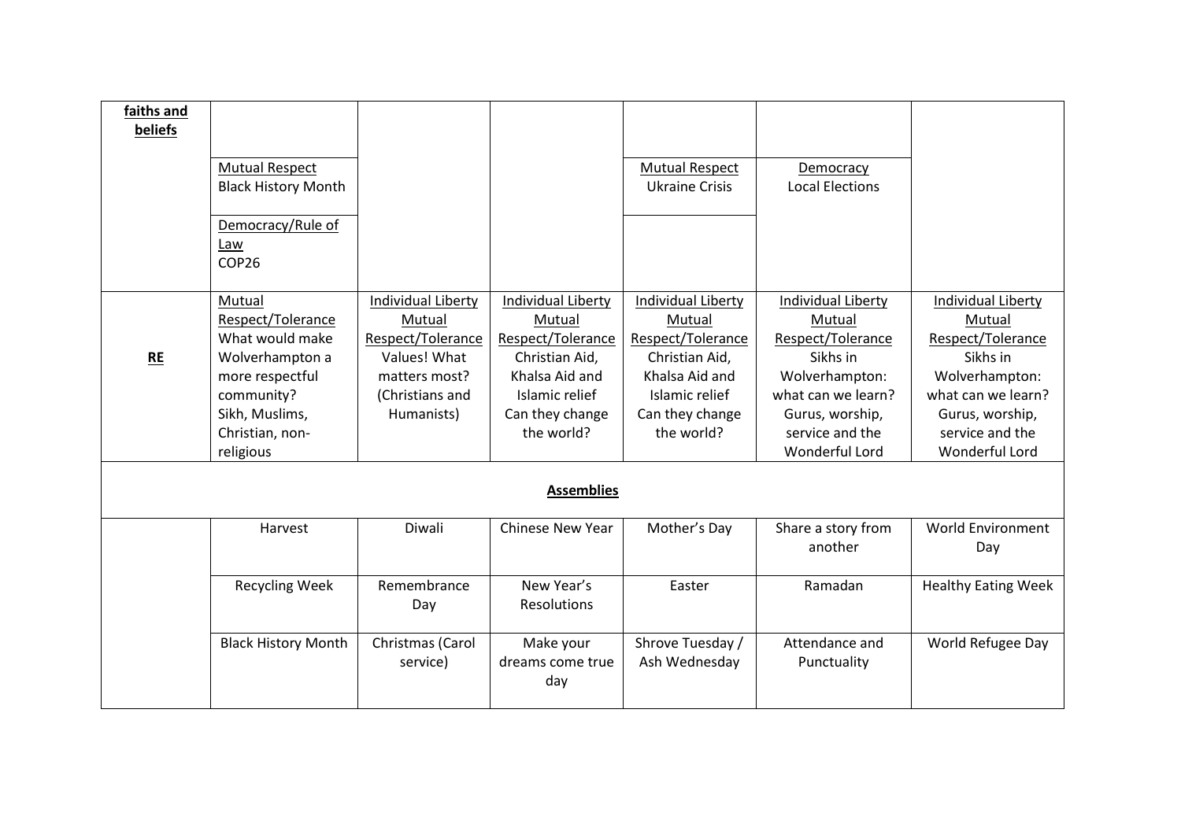| | | | | | | |
|---|---|---|---|---|---|---|
| **faiths and beliefs** | Mutual Respect<br>Black History Month<br><br>Democracy/Rule of Law<br>COP26 | | | Mutual Respect<br>Ukraine Crisis | Democracy<br>Local Elections | |
| **RE** | Mutual Respect/Tolerance<br>What would make Wolverhampton a more respectful community?<br>Sikh, Muslims, Christian, non-religious | Individual Liberty<br>Mutual Respect/Tolerance<br>Values! What matters most?<br>(Christians and Humanists) | Individual Liberty<br>Mutual Respect/Tolerance<br>Christian Aid, Khalsa Aid and Islamic relief<br>Can they change the world? | Individual Liberty<br>Mutual Respect/Tolerance<br>Christian Aid, Khalsa Aid and Islamic relief<br>Can they change the world? | Individual Liberty<br>Mutual Respect/Tolerance<br>Sikhs in Wolverhampton: what can we learn?<br>Gurus, worship, service and the Wonderful Lord | Individual Liberty<br>Mutual Respect/Tolerance<br>Sikhs in Wolverhampton: what can we learn?<br>Gurus, worship, service and the Wonderful Lord |
| **Assemblies** | | | | | | |
| | Harvest | Diwali | Chinese New Year | Mother's Day | Share a story from another | World Environment Day |
| | Recycling Week | Remembrance Day | New Year's Resolutions | Easter | Ramadan | Healthy Eating Week |
| | Black History Month | Christmas (Carol service) | Make your dreams come true day | Shrove Tuesday / Ash Wednesday | Attendance and Punctuality | World Refugee Day |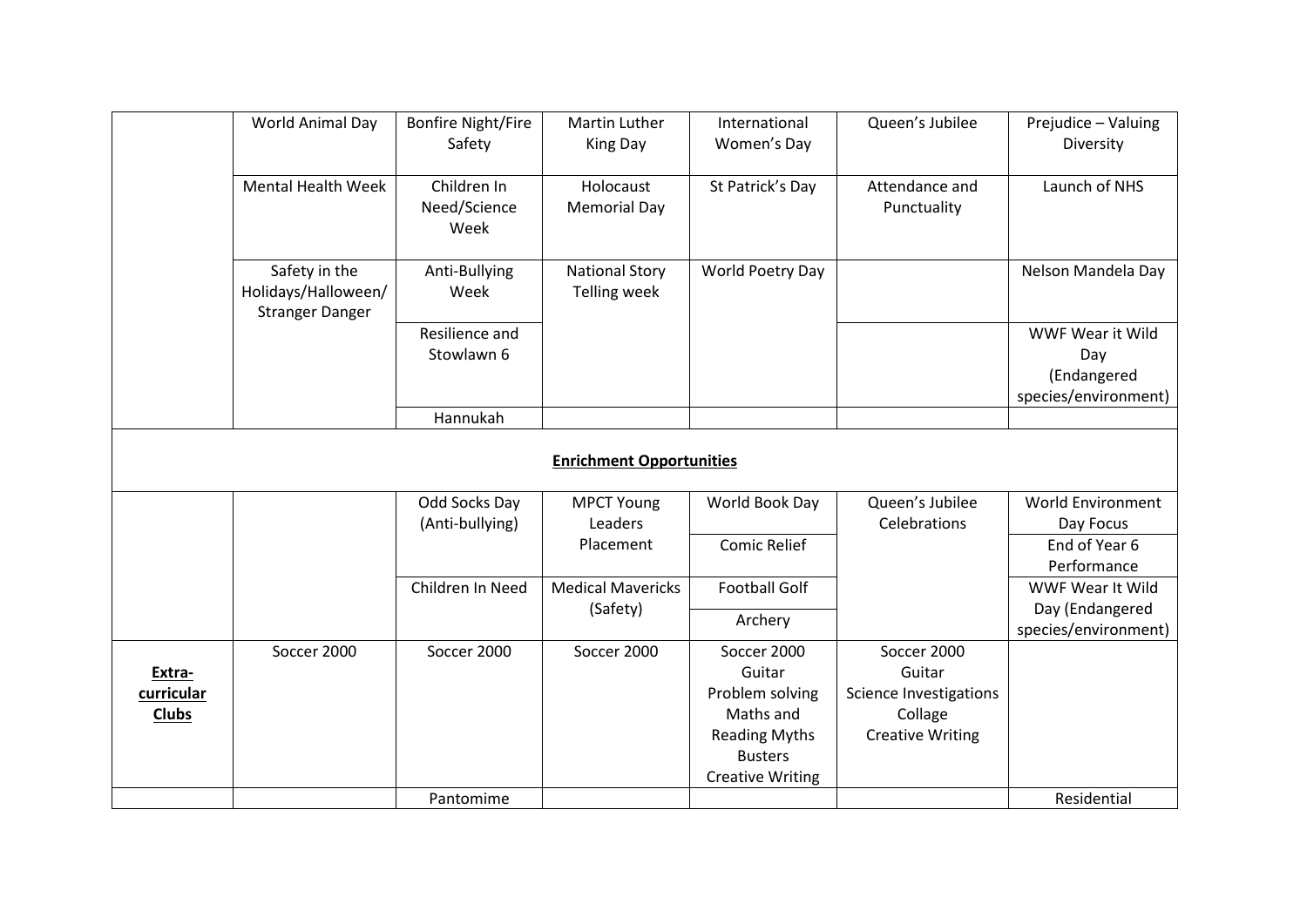| | | | | | | |
|---|---|---|---|---|---|---|
| | World Animal Day | Bonfire Night/Fire Safety | Martin Luther King Day | International Women's Day | Queen's Jubilee | Prejudice – Valuing Diversity |
| | Mental Health Week | Children In Need/Science Week | Holocaust Memorial Day | St Patrick's Day | Attendance and Punctuality | Launch of NHS |
| | Safety in the Holidays/Halloween/ Stranger Danger | Anti-Bullying Week | National Story Telling week | World Poetry Day | | Nelson Mandela Day |
| | | Resilience and Stowlawn 6 | | | | WWF Wear it Wild Day (Endangered species/environment) |
| | | Hannukah | | | | |
| **Enrichment Opportunities** | | | | | | |
| | | Odd Socks Day (Anti-bullying) | MPCT Young Leaders Placement | World Book Day | Queen's Jubilee Celebrations | World Environment Day Focus |
| | | | | Comic Relief | | End of Year 6 Performance |
| | | Children In Need | Medical Mavericks (Safety) | Football Golf | | WWF Wear It Wild Day (Endangered species/environment) |
| | | | | Archery | | |
| **Extra-curricular Clubs** | Soccer 2000 | Soccer 2000 | Soccer 2000 | Soccer 2000<br>Guitar<br>Problem solving<br>Maths and Reading Myths Busters<br>Creative Writing | Soccer 2000<br>Guitar<br>Science Investigations<br>Collage<br>Creative Writing | |
| | | Pantomime | | | | Residential |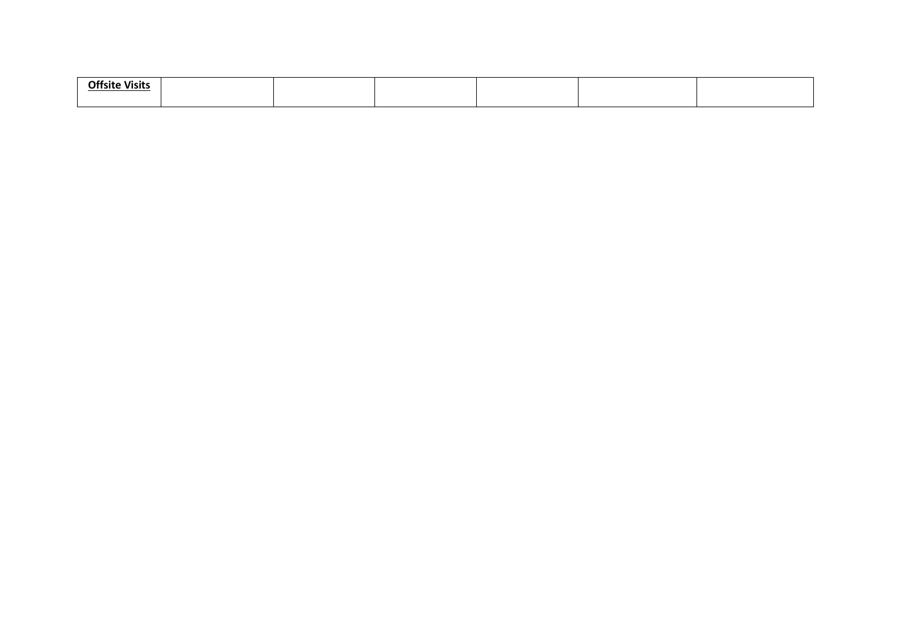| | | | | | | |
|---|---|---|---|---|---|---|
| **Offsite Visits** | | | | | | |